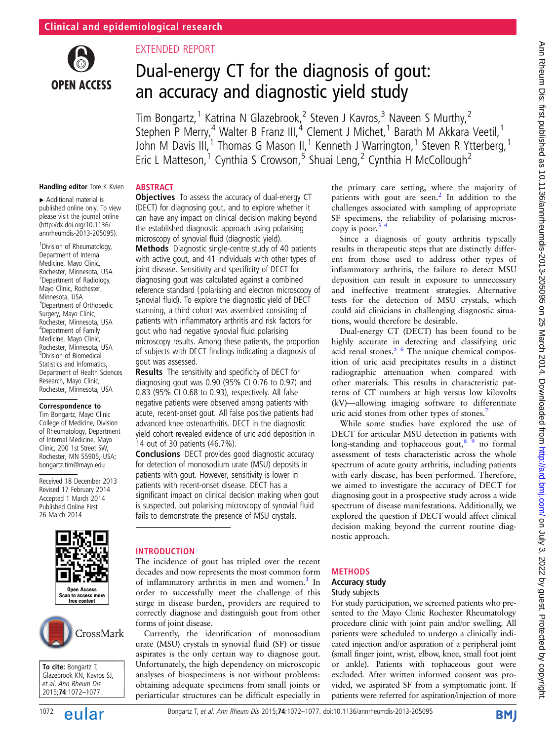Clinical and epidemiological research

EXTENDED REPORT

# Dual-energy CT for the diagnosis of gout: an accuracy and diagnostic yield study

Tim Bongartz,[1] Katrina N Glazebrook,[2] Steven J Kavros,[3] Naveen S Murthy,[2] Stephen P Merry,[4] Walter B Franz III,[4] Clement J Michet,[1] Barath M Akkara Veetil,[1] John M Davis III,[1] Thomas G Mason II,[1] Kenneth J Warrington,[1] Steven R Ytterberg,[1] Eric L Matteson,[1] Cynthia S Crowson,[5] Shuai Leng,[2] Cynthia H McCollough[2]

Handling editor Tore K Kvien

▸ Additional material is published online only. To view please visit the journal online (http://dx.doi.org/10.1136/annrheumdis-2013-205095).

[1]Division of Rheumatology, Department of Internal Medicine, Mayo Clinic, Rochester, Minnesota, USA
[2]Department of Radiology, Mayo Clinic, Rochester, Minnesota, USA
[3]Department of Orthopedic Surgery, Mayo Clinic, Rochester, Minnesota, USA
[4]Department of Family Medicine, Mayo Clinic, Rochester, Minnesota, USA
[5]Division of Biomedical Statistics and Informatics, Department of Health Sciences Research, Mayo Clinic, Rochester, Minnesota, USA

**Correspondence to**
Tim Bongartz, Mayo Clinic College of Medicine, Division of Rheumatology, Department of Internal Medicine, Mayo Clinic, 200 1st Street SW, Rochester, MN 55905, USA; bongartz.tim@mayo.edu

Received 18 December 2013
Revised 17 February 2014
Accepted 1 March 2014
Published Online First 26 March 2014

**To cite:** Bongartz T, Glazebrook KN, Kavros SJ, *et al*. *Ann Rheum Dis* 2015;**74**:1072–1077.

## ABSTRACT

**Objectives** To assess the accuracy of dual-energy CT (DECT) for diagnosing gout, and to explore whether it can have any impact on clinical decision making beyond the established diagnostic approach using polarising microscopy of synovial fluid (diagnostic yield).

**Methods** Diagnostic single-centre study of 40 patients with active gout, and 41 individuals with other types of joint disease. Sensitivity and specificity of DECT for diagnosing gout was calculated against a combined reference standard (polarising and electron microscopy of synovial fluid). To explore the diagnostic yield of DECT scanning, a third cohort was assembled consisting of patients with inflammatory arthritis and risk factors for gout who had negative synovial fluid polarising microscopy results. Among these patients, the proportion of subjects with DECT findings indicating a diagnosis of gout was assessed.

**Results** The sensitivity and specificity of DECT for diagnosing gout was 0.90 (95% CI 0.76 to 0.97) and 0.83 (95% CI 0.68 to 0.93), respectively. All false negative patients were observed among patients with acute, recent-onset gout. All false positive patients had advanced knee osteoarthritis. DECT in the diagnostic yield cohort revealed evidence of uric acid deposition in 14 out of 30 patients (46.7%).

**Conclusions** DECT provides good diagnostic accuracy for detection of monosodium urate (MSU) deposits in patients with gout. However, sensitivity is lower in patients with recent-onset disease. DECT has a significant impact on clinical decision making when gout is suspected, but polarising microscopy of synovial fluid fails to demonstrate the presence of MSU crystals.

## INTRODUCTION

The incidence of gout has tripled over the recent decades and now represents the most common form of inflammatory arthritis in men and women.[1] In order to successfully meet the challenge of this surge in disease burden, providers are required to correctly diagnose and distinguish gout from other forms of joint disease.

Currently, the identification of monosodium urate (MSU) crystals in synovial fluid (SF) or tissue aspirates is the only certain way to diagnose gout. Unfortunately, the high dependency on microscopic analyses of biospecimens is not without problems: obtaining adequate specimens from small joints or periarticular structures can be difficult especially in the primary care setting, where the majority of patients with gout are seen.[2] In addition to the challenges associated with sampling of appropriate SF specimens, the reliability of polarising microscopy is poor.[3 4]

Since a diagnosis of gouty arthritis typically results in therapeutic steps that are distinctly different from those used to address other types of inflammatory arthritis, the failure to detect MSU deposition can result in exposure to unnecessary and ineffective treatment strategies. Alternative tests for the detection of MSU crystals, which could aid clinicians in challenging diagnostic situations, would therefore be desirable.

Dual-energy CT (DECT) has been found to be highly accurate in detecting and classifying uric acid renal stones.[5 6] The unique chemical composition of uric acid precipitates results in a distinct radiographic attenuation when compared with other materials. This results in characteristic patterns of CT numbers at high versus low kilovolts (kV)—allowing imaging software to differentiate uric acid stones from other types of stones.[7]

While some studies have explored the use of DECT for articular MSU detection in patients with long-standing and tophaceous gout,[8 9] no formal assessment of tests characteristic across the whole spectrum of acute gouty arthritis, including patients with early disease, has been performed. Therefore, we aimed to investigate the accuracy of DECT for diagnosing gout in a prospective study across a wide spectrum of disease manifestations. Additionally, we explored the question if DECT would affect clinical decision making beyond the current routine diagnostic approach.

## METHODS

### Accuracy study

#### Study subjects

For study participation, we screened patients who presented to the Mayo Clinic Rochester Rheumatology procedure clinic with joint pain and/or swelling. All patients were scheduled to undergo a clinically indicated injection and/or aspiration of a peripheral joint (small finger joint, wrist, elbow, knee, small foot joint or ankle). Patients with tophaceous gout were excluded. After written informed consent was provided, we aspirated SF from a symptomatic joint. If patients were referred for aspiration/injection of more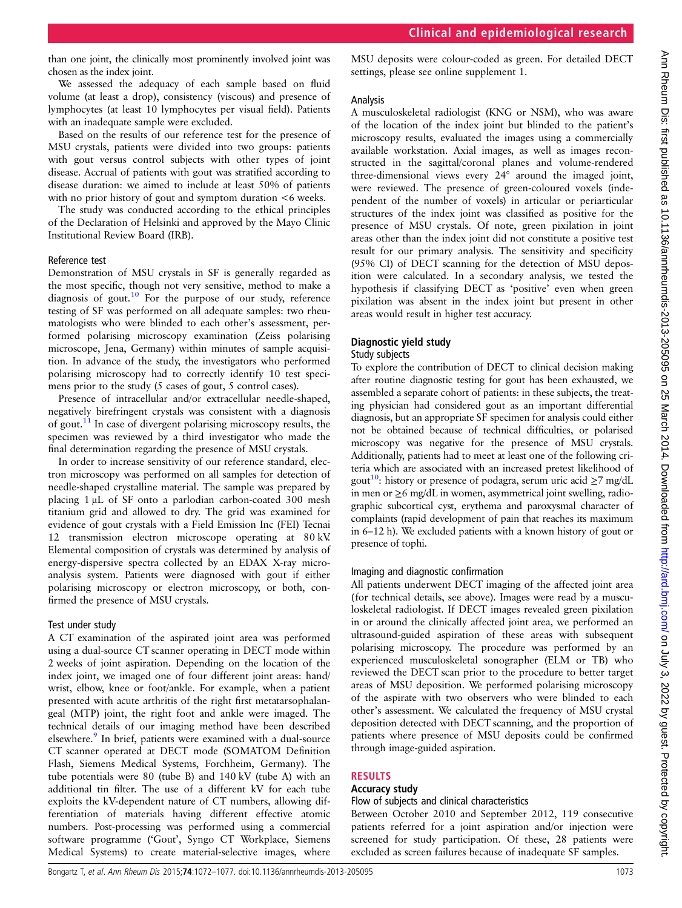than one joint, the clinically most prominently involved joint was chosen as the index joint.

We assessed the adequacy of each sample based on fluid volume (at least a drop), consistency (viscous) and presence of lymphocytes (at least 10 lymphocytes per visual field). Patients with an inadequate sample were excluded.

Based on the results of our reference test for the presence of MSU crystals, patients were divided into two groups: patients with gout versus control subjects with other types of joint disease. Accrual of patients with gout was stratified according to disease duration: we aimed to include at least 50% of patients with no prior history of gout and symptom duration <6 weeks.

The study was conducted according to the ethical principles of the Declaration of Helsinki and approved by the Mayo Clinic Institutional Review Board (IRB).

### Reference test

Demonstration of MSU crystals in SF is generally regarded as the most specific, though not very sensitive, method to make a diagnosis of gout.[10] For the purpose of our study, reference testing of SF was performed on all adequate samples: two rheumatologists who were blinded to each other's assessment, performed polarising microscopy examination (Zeiss polarising microscope, Jena, Germany) within minutes of sample acquisition. In advance of the study, the investigators who performed polarising microscopy had to correctly identify 10 test specimens prior to the study (5 cases of gout, 5 control cases).

Presence of intracellular and/or extracellular needle-shaped, negatively birefringent crystals was consistent with a diagnosis of gout.[11] In case of divergent polarising microscopy results, the specimen was reviewed by a third investigator who made the final determination regarding the presence of MSU crystals.

In order to increase sensitivity of our reference standard, electron microscopy was performed on all samples for detection of needle-shaped crystalline material. The sample was prepared by placing 1 μL of SF onto a parlodian carbon-coated 300 mesh titanium grid and allowed to dry. The grid was examined for evidence of gout crystals with a Field Emission Inc (FEI) Tecnai 12 transmission electron microscope operating at 80 kV. Elemental composition of crystals was determined by analysis of energy-dispersive spectra collected by an EDAX X-ray microanalysis system. Patients were diagnosed with gout if either polarising microscopy or electron microscopy, or both, confirmed the presence of MSU crystals.

### Test under study

A CT examination of the aspirated joint area was performed using a dual-source CT scanner operating in DECT mode within 2 weeks of joint aspiration. Depending on the location of the index joint, we imaged one of four different joint areas: hand/wrist, elbow, knee or foot/ankle. For example, when a patient presented with acute arthritis of the right first metatarsophalangeal (MTP) joint, the right foot and ankle were imaged. The technical details of our imaging method have been described elsewhere.[9] In brief, patients were examined with a dual-source CT scanner operated at DECT mode (SOMATOM Definition Flash, Siemens Medical Systems, Forchheim, Germany). The tube potentials were 80 (tube B) and 140 kV (tube A) with an additional tin filter. The use of a different kV for each tube exploits the kV-dependent nature of CT numbers, allowing differentiation of materials having different effective atomic numbers. Post-processing was performed using a commercial software programme ('Gout', Syngo CT Workplace, Siemens Medical Systems) to create material-selective images, where MSU deposits were colour-coded as green. For detailed DECT settings, please see online supplement 1.

### Analysis

A musculoskeletal radiologist (KNG or NSM), who was aware of the location of the index joint but blinded to the patient's microscopy results, evaluated the images using a commercially available workstation. Axial images, as well as images reconstructed in the sagittal/coronal planes and volume-rendered three-dimensional views every 24° around the imaged joint, were reviewed. The presence of green-coloured voxels (independent of the number of voxels) in articular or periarticular structures of the index joint was classified as positive for the presence of MSU crystals. Of note, green pixilation in joint areas other than the index joint did not constitute a positive test result for our primary analysis. The sensitivity and specificity (95% CI) of DECT scanning for the detection of MSU deposition were calculated. In a secondary analysis, we tested the hypothesis if classifying DECT as 'positive' even when green pixilation was absent in the index joint but present in other areas would result in higher test accuracy.

## Diagnostic yield study

### Study subjects

To explore the contribution of DECT to clinical decision making after routine diagnostic testing for gout has been exhausted, we assembled a separate cohort of patients: in these subjects, the treating physician had considered gout as an important differential diagnosis, but an appropriate SF specimen for analysis could either not be obtained because of technical difficulties, or polarised microscopy was negative for the presence of MSU crystals. Additionally, patients had to meet at least one of the following criteria which are associated with an increased pretest likelihood of gout[10]: history or presence of podagra, serum uric acid ≥7 mg/dL in men or ≥6 mg/dL in women, asymmetrical joint swelling, radiographic subcortical cyst, erythema and paroxysmal character of complaints (rapid development of pain that reaches its maximum in 6–12 h). We excluded patients with a known history of gout or presence of tophi.

### Imaging and diagnostic confirmation

All patients underwent DECT imaging of the affected joint area (for technical details, see above). Images were read by a musculoskeletal radiologist. If DECT images revealed green pixilation in or around the clinically affected joint area, we performed an ultrasound-guided aspiration of these areas with subsequent polarising microscopy. The procedure was performed by an experienced musculoskeletal sonographer (ELM or TB) who reviewed the DECT scan prior to the procedure to better target areas of MSU deposition. We performed polarising microscopy of the aspirate with two observers who were blinded to each other's assessment. We calculated the frequency of MSU crystal deposition detected with DECT scanning, and the proportion of patients where presence of MSU deposits could be confirmed through image-guided aspiration.

## RESULTS

## Accuracy study

### Flow of subjects and clinical characteristics

Between October 2010 and September 2012, 119 consecutive patients referred for a joint aspiration and/or injection were screened for study participation. Of these, 28 patients were excluded as screen failures because of inadequate SF samples.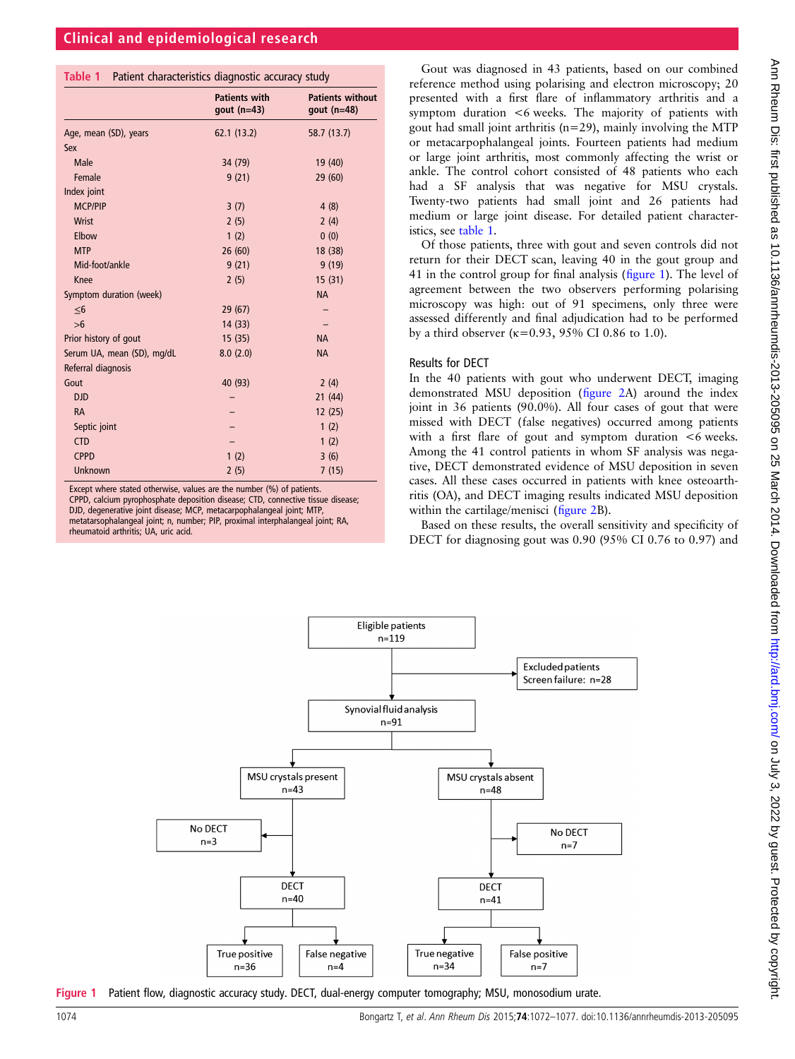**Table 1** Patient characteristics diagnostic accuracy study

| | Patients with gout (n=43) | Patients without gout (n=48) |
|---|---|---|
| Age, mean (SD), years | 62.1 (13.2) | 58.7 (13.7) |
| Sex | | |
| Male | 34 (79) | 19 (40) |
| Female | 9 (21) | 29 (60) |
| Index joint | | |
| MCP/PIP | 3 (7) | 4 (8) |
| Wrist | 2 (5) | 2 (4) |
| Elbow | 1 (2) | 0 (0) |
| MTP | 26 (60) | 18 (38) |
| Mid-foot/ankle | 9 (21) | 9 (19) |
| Knee | 2 (5) | 15 (31) |
| Symptom duration (week) | | NA |
| ≤6 | 29 (67) | – |
| >6 | 14 (33) | – |
| Prior history of gout | 15 (35) | NA |
| Serum UA, mean (SD), mg/dL | 8.0 (2.0) | NA |
| Referral diagnosis | | |
| Gout | 40 (93) | 2 (4) |
| DJD | – | 21 (44) |
| RA | – | 12 (25) |
| Septic joint | – | 1 (2) |
| CTD | – | 1 (2) |
| CPPD | 1 (2) | 3 (6) |
| Unknown | 2 (5) | 7 (15) |

Except where stated otherwise, values are the number (%) of patients.
CPPD, calcium pyrophosphate deposition disease; CTD, connective tissue disease; DJD, degenerative joint disease; MCP, metacarpophalangeal joint; MTP, metatarsophalangeal joint; n, number; PIP, proximal interphalangeal joint; RA, rheumatoid arthritis; UA, uric acid.

Gout was diagnosed in 43 patients, based on our combined reference method using polarising and electron microscopy; 20 presented with a first flare of inflammatory arthritis and a symptom duration <6 weeks. The majority of patients with gout had small joint arthritis (n=29), mainly involving the MTP or metacarpophalangeal joints. Fourteen patients had medium or large joint arthritis, most commonly affecting the wrist or ankle. The control cohort consisted of 48 patients who each had a SF analysis that was negative for MSU crystals. Twenty-two patients had small joint and 26 patients had medium or large joint disease. For detailed patient characteristics, see table 1.

Of those patients, three with gout and seven controls did not return for their DECT scan, leaving 40 in the gout group and 41 in the control group for final analysis (figure 1). The level of agreement between the two observers performing polarising microscopy was high: out of 91 specimens, only three were assessed differently and final adjudication had to be performed by a third observer (κ=0.93, 95% CI 0.86 to 1.0).

## Results for DECT

In the 40 patients with gout who underwent DECT, imaging demonstrated MSU deposition (figure 2A) around the index joint in 36 patients (90.0%). All four cases of gout that were missed with DECT (false negatives) occurred among patients with a first flare of gout and symptom duration <6 weeks. Among the 41 control patients in whom SF analysis was negative, DECT demonstrated evidence of MSU deposition in seven cases. All these cases occurred in patients with knee osteoarthritis (OA), and DECT imaging results indicated MSU deposition within the cartilage/menisci (figure 2B).

Based on these results, the overall sensitivity and specificity of DECT for diagnosing gout was 0.90 (95% CI 0.76 to 0.97) and

```
Eligible patients n=119
 ├─> Excluded patients — Screen failure: n=28
Synovial fluid analysis n=91
 ├─ MSU crystals present n=43
 │   ├─> No DECT n=3
 │   └─ DECT n=40
 │       ├─ True positive n=36
 │       └─ False negative n=4
 └─ MSU crystals absent n=48
     ├─> No DECT n=7
     └─ DECT n=41
         ├─ True negative n=34
         └─ False positive n=7
```

**Figure 1** Patient flow, diagnostic accuracy study. DECT, dual-energy computer tomography; MSU, monosodium urate.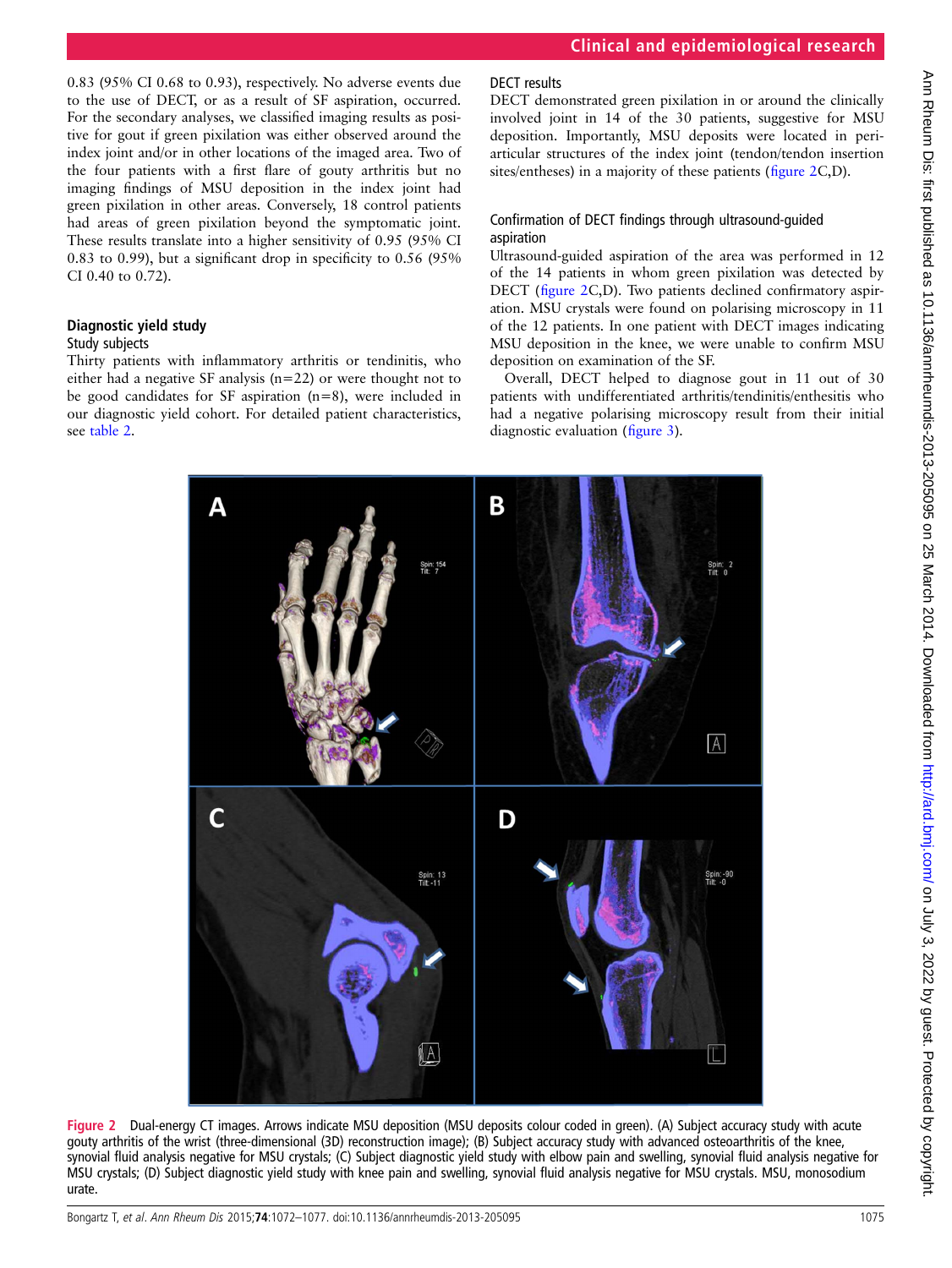0.83 (95% CI 0.68 to 0.93), respectively. No adverse events due to the use of DECT, or as a result of SF aspiration, occurred. For the secondary analyses, we classified imaging results as positive for gout if green pixilation was either observed around the index joint and/or in other locations of the imaged area. Two of the four patients with a first flare of gouty arthritis but no imaging findings of MSU deposition in the index joint had green pixilation in other areas. Conversely, 18 control patients had areas of green pixilation beyond the symptomatic joint. These results translate into a higher sensitivity of 0.95 (95% CI 0.83 to 0.99), but a significant drop in specificity to 0.56 (95% CI 0.40 to 0.72).

## Diagnostic yield study

### Study subjects

Thirty patients with inflammatory arthritis or tendinitis, who either had a negative SF analysis (n=22) or were thought not to be good candidates for SF aspiration (n=8), were included in our diagnostic yield cohort. For detailed patient characteristics, see table 2.

### DECT results

DECT demonstrated green pixilation in or around the clinically involved joint in 14 of the 30 patients, suggestive for MSU deposition. Importantly, MSU deposits were located in periarticular structures of the index joint (tendon/tendon insertion sites/entheses) in a majority of these patients (figure 2C,D).

### Confirmation of DECT findings through ultrasound-guided aspiration

Ultrasound-guided aspiration of the area was performed in 12 of the 14 patients in whom green pixilation was detected by DECT (figure 2C,D). Two patients declined confirmatory aspiration. MSU crystals were found on polarising microscopy in 11 of the 12 patients. In one patient with DECT images indicating MSU deposition in the knee, we were unable to confirm MSU deposition on examination of the SF.

Overall, DECT helped to diagnose gout in 11 out of 30 patients with undifferentiated arthritis/tendinitis/enthesitis who had a negative polarising microscopy result from their initial diagnostic evaluation (figure 3).

**Figure 2** Dual-energy CT images. Arrows indicate MSU deposition (MSU deposits colour coded in green). (A) Subject accuracy study with acute gouty arthritis of the wrist (three-dimensional (3D) reconstruction image); (B) Subject accuracy study with advanced osteoarthritis of the knee, synovial fluid analysis negative for MSU crystals; (C) Subject diagnostic yield study with elbow pain and swelling, synovial fluid analysis negative for MSU crystals; (D) Subject diagnostic yield study with knee pain and swelling, synovial fluid analysis negative for MSU crystals. MSU, monosodium urate.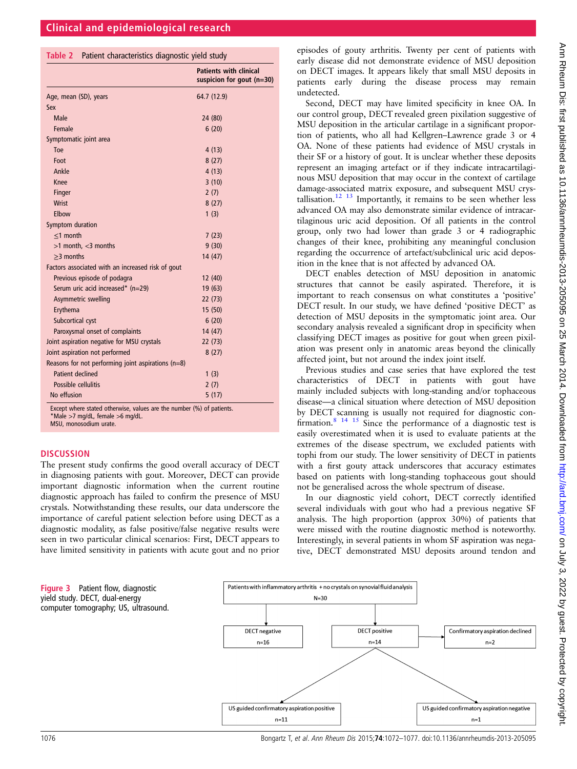**Table 2** Patient characteristics diagnostic yield study

| | Patients with clinical suspicion for gout (n=30) |
|---|---|
| Age, mean (SD), years | 64.7 (12.9) |
| Sex | |
| Male | 24 (80) |
| Female | 6 (20) |
| Symptomatic joint area | |
| Toe | 4 (13) |
| Foot | 8 (27) |
| Ankle | 4 (13) |
| Knee | 3 (10) |
| Finger | 2 (7) |
| Wrist | 8 (27) |
| Elbow | 1 (3) |
| Symptom duration | |
| ≤1 month | 7 (23) |
| >1 month, <3 months | 9 (30) |
| ≥3 months | 14 (47) |
| Factors associated with an increased risk of gout | |
| Previous episode of podagra | 12 (40) |
| Serum uric acid increased* (n=29) | 19 (63) |
| Asymmetric swelling | 22 (73) |
| Erythema | 15 (50) |
| Subcortical cyst | 6 (20) |
| Paroxysmal onset of complaints | 14 (47) |
| Joint aspiration negative for MSU crystals | 22 (73) |
| Joint aspiration not performed | 8 (27) |
| Reasons for not performing joint aspirations (n=8) | |
| Patient declined | 1 (3) |
| Possible cellulitis | 2 (7) |
| No effusion | 5 (17) |

Except where stated otherwise, values are the number (%) of patients.
*Male >7 mg/dL, female >6 mg/dL.
MSU, monosodium urate.

## DISCUSSION

The present study confirms the good overall accuracy of DECT in diagnosing patients with gout. Moreover, DECT can provide important diagnostic information when the current routine diagnostic approach has failed to confirm the presence of MSU crystals. Notwithstanding these results, our data underscore the importance of careful patient selection before using DECT as a diagnostic modality, as false positive/false negative results were seen in two particular clinical scenarios: First, DECT appears to have limited sensitivity in patients with acute gout and no prior episodes of gouty arthritis. Twenty per cent of patients with early disease did not demonstrate evidence of MSU deposition on DECT images. It appears likely that small MSU deposits in patients early during the disease process may remain undetected.

Second, DECT may have limited specificity in knee OA. In our control group, DECT revealed green pixilation suggestive of MSU deposition in the articular cartilage in a significant proportion of patients, who all had Kellgren–Lawrence grade 3 or 4 OA. None of these patients had evidence of MSU crystals in their SF or a history of gout. It is unclear whether these deposits represent an imaging artefact or if they indicate intracartilaginous MSU deposition that may occur in the context of cartilage damage-associated matrix exposure, and subsequent MSU crystallisation.[12 13] Importantly, it remains to be seen whether less advanced OA may also demonstrate similar evidence of intracartilaginous uric acid deposition. Of all patients in the control group, only two had lower than grade 3 or 4 radiographic changes of their knee, prohibiting any meaningful conclusion regarding the occurrence of artefact/subclinical uric acid deposition in the knee that is not affected by advanced OA.

DECT enables detection of MSU deposition in anatomic structures that cannot be easily aspirated. Therefore, it is important to reach consensus on what constitutes a 'positive' DECT result. In our study, we have defined 'positive DECT' as detection of MSU deposits in the symptomatic joint area. Our secondary analysis revealed a significant drop in specificity when classifying DECT images as positive for gout when green pixilation was present only in anatomic areas beyond the clinically affected joint, but not around the index joint itself.

Previous studies and case series that have explored the test characteristics of DECT in patients with gout have mainly included subjects with long-standing and/or tophaceous disease—a clinical situation where detection of MSU deposition by DECT scanning is usually not required for diagnostic confirmation.[8 14 15] Since the performance of a diagnostic test is easily overestimated when it is used to evaluate patients at the extremes of the disease spectrum, we excluded patients with tophi from our study. The lower sensitivity of DECT in patients with a first gouty attack underscores that accuracy estimates based on patients with long-standing tophaceous gout should not be generalised across the whole spectrum of disease.

In our diagnostic yield cohort, DECT correctly identified several individuals with gout who had a previous negative SF analysis. The high proportion (approx 30%) of patients that were missed with the routine diagnostic method is noteworthy. Interestingly, in several patients in whom SF aspiration was negative, DECT demonstrated MSU deposits around tendon and

| Patients with inflammatory arthritis + no crystals on synovial fluid analysis N=30 | | |
|---|---|---|
| DECT negative n=16 | DECT positive n=14 | Confirmatory aspiration declined n=2 |
| US guided confirmatory aspiration positive n=11 | US guided confirmatory aspiration negative n=1 | |

**Figure 3** Patient flow, diagnostic yield study. DECT, dual-energy computer tomography; US, ultrasound.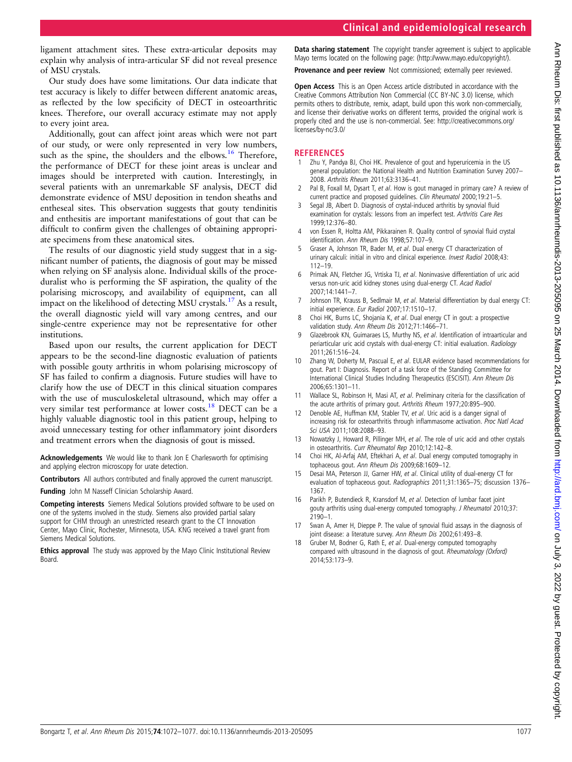ligament attachment sites. These extra-articular deposits may explain why analysis of intra-articular SF did not reveal presence of MSU crystals.

Our study does have some limitations. Our data indicate that test accuracy is likely to differ between different anatomic areas, as reflected by the low specificity of DECT in osteoarthritic knees. Therefore, our overall accuracy estimate may not apply to every joint area.

Additionally, gout can affect joint areas which were not part of our study, or were only represented in very low numbers, such as the spine, the shoulders and the elbows.[16] Therefore, the performance of DECT for these joint areas is unclear and images should be interpreted with caution. Interestingly, in several patients with an unremarkable SF analysis, DECT did demonstrate evidence of MSU deposition in tendon sheaths and entheseal sites. This observation suggests that gouty tendinitis and enthesitis are important manifestations of gout that can be difficult to confirm given the challenges of obtaining appropriate specimens from these anatomical sites.

The results of our diagnostic yield study suggest that in a significant number of patients, the diagnosis of gout may be missed when relying on SF analysis alone. Individual skills of the proceduralist who is performing the SF aspiration, the quality of the polarising microscopy, and availability of equipment, can all impact on the likelihood of detecting MSU crystals.[17] As a result, the overall diagnostic yield will vary among centres, and our single-centre experience may not be representative for other institutions.

Based upon our results, the current application for DECT appears to be the second-line diagnostic evaluation of patients with possible gouty arthritis in whom polarising microscopy of SF has failed to confirm a diagnosis. Future studies will have to clarify how the use of DECT in this clinical situation compares with the use of musculoskeletal ultrasound, which may offer a very similar test performance at lower costs.[18] DECT can be a highly valuable diagnostic tool in this patient group, helping to avoid unnecessary testing for other inflammatory joint disorders and treatment errors when the diagnosis of gout is missed.

**Acknowledgements** We would like to thank Jon E Charlesworth for optimising and applying electron microscopy for urate detection.

**Contributors** All authors contributed and finally approved the current manuscript.

**Funding** John M Nasseff Clinician Scholarship Award.

**Competing interests** Siemens Medical Solutions provided software to be used on one of the systems involved in the study. Siemens also provided partial salary support for CHM through an unrestricted research grant to the CT Innovation Center, Mayo Clinic, Rochester, Minnesota, USA. KNG received a travel grant from Siemens Medical Solutions.

**Ethics approval** The study was approved by the Mayo Clinic Institutional Review Board.

**Data sharing statement** The copyright transfer agreement is subject to applicable Mayo terms located on the following page: (http://www.mayo.edu/copyright/).

**Provenance and peer review** Not commissioned; externally peer reviewed.

**Open Access** This is an Open Access article distributed in accordance with the Creative Commons Attribution Non Commercial (CC BY-NC 3.0) license, which permits others to distribute, remix, adapt, build upon this work non-commercially, and license their derivative works on different terms, provided the original work is properly cited and the use is non-commercial. See: http://creativecommons.org/licenses/by-nc/3.0/

## REFERENCES

1. Zhu Y, Pandya BJ, Choi HK. Prevalence of gout and hyperuricemia in the US general population: the National Health and Nutrition Examination Survey 2007–2008. *Arthritis Rheum* 2011;63:3136–41.
2. Pal B, Foxall M, Dysart T, *et al*. How is gout managed in primary care? A review of current practice and proposed guidelines. *Clin Rheumatol* 2000;19:21–5.
3. Segal JB, Albert D. Diagnosis of crystal-induced arthritis by synovial fluid examination for crystals: lessons from an imperfect test. *Arthritis Care Res* 1999;12:376–80.
4. von Essen R, Holtta AM, Pikkarainen R. Quality control of synovial fluid crystal identification. *Ann Rheum Dis* 1998;57:107–9.
5. Graser A, Johnson TR, Bader M, *et al*. Dual energy CT characterization of urinary calculi: initial in vitro and clinical experience. *Invest Radiol* 2008;43:112–19.
6. Primak AN, Fletcher JG, Vrtiska TJ, *et al*. Noninvasive differentiation of uric acid versus non-uric acid kidney stones using dual-energy CT. *Acad Radiol* 2007;14:1441–7.
7. Johnson TR, Krauss B, Sedlmair M, *et al*. Material differentiation by dual energy CT: initial experience. *Eur Radiol* 2007;17:1510–17.
8. Choi HK, Burns LC, Shojania K, *et al*. Dual energy CT in gout: a prospective validation study. *Ann Rheum Dis* 2012;71:1466–71.
9. Glazebrook KN, Guimaraes LS, Murthy NS, *et al*. Identification of intraarticular and periarticular uric acid crystals with dual-energy CT: initial evaluation. *Radiology* 2011;261:516–24.
10. Zhang W, Doherty M, Pascual E, *et al*. EULAR evidence based recommendations for gout. Part I: Diagnosis. Report of a task force of the Standing Committee for International Clinical Studies Including Therapeutics (ESCISIT). *Ann Rheum Dis* 2006;65:1301–11.
11. Wallace SL, Robinson H, Masi AT, *et al*. Preliminary criteria for the classification of the acute arthritis of primary gout. *Arthritis Rheum* 1977;20:895–900.
12. Denoble AE, Huffman KM, Stabler TV, *et al*. Uric acid is a danger signal of increasing risk for osteoarthritis through inflammasome activation. *Proc Natl Acad Sci USA* 2011;108:2088–93.
13. Nowatzky J, Howard R, Pillinger MH, *et al*. The role of uric acid and other crystals in osteoarthritis. *Curr Rheumatol Rep* 2010;12:142–8.
14. Choi HK, Al-Arfaj AM, Eftekhari A, *et al*. Dual energy computed tomography in tophaceous gout. *Ann Rheum Dis* 2009;68:1609–12.
15. Desai MA, Peterson JJ, Garner HW, *et al*. Clinical utility of dual-energy CT for evaluation of tophaceous gout. *Radiographics* 2011;31:1365–75; discussion 1376–1367.
16. Parikh P, Butendieck R, Kransdorf M, *et al*. Detection of lumbar facet joint gouty arthritis using dual-energy computed tomography. *J Rheumatol* 2010;37:2190–1.
17. Swan A, Amer H, Dieppe P. The value of synovial fluid assays in the diagnosis of joint disease: a literature survey. *Ann Rheum Dis* 2002;61:493–8.
18. Gruber M, Bodner G, Rath E, *et al*. Dual-energy computed tomography compared with ultrasound in the diagnosis of gout. *Rheumatology (Oxford)* 2014;53:173–9.